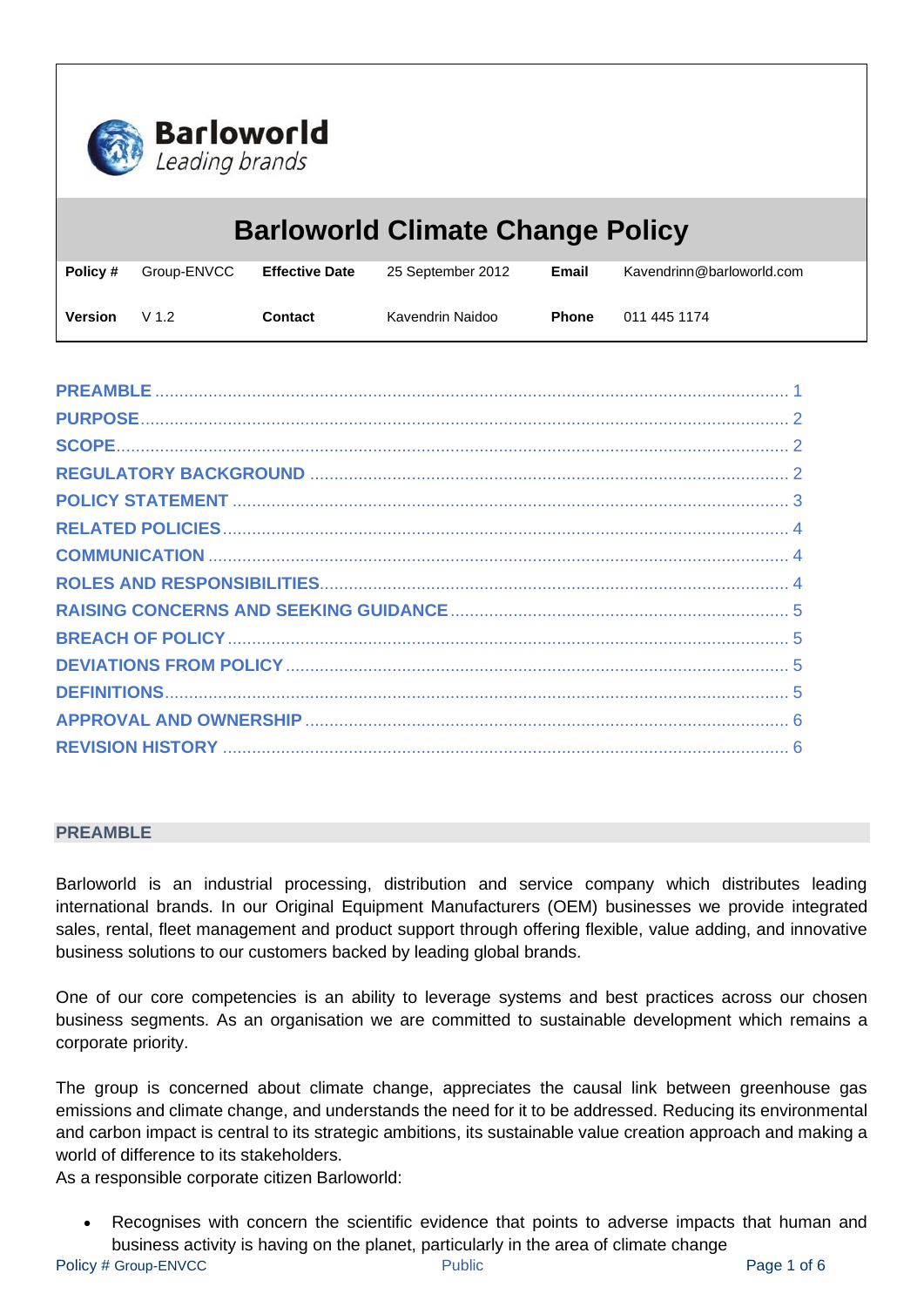Barloworld
*Leading brands*

# Barloworld Climate Change Policy

| **Policy #** | Group-ENVCC | **Effective Date** | 25 September 2012 | **Email** | Kavendrinn@barloworld.com |
|---|---|---|---|---|---|
| **Version** | V 1.2 | **Contact** | Kavendrin Naidoo | **Phone** | 011 445 1174 |

PREAMBLE ..... 1
PURPOSE ..... 2
SCOPE ..... 2
REGULATORY BACKGROUND ..... 2
POLICY STATEMENT ..... 3
RELATED POLICIES ..... 4
COMMUNICATION ..... 4
ROLES AND RESPONSIBILITIES ..... 4
RAISING CONCERNS AND SEEKING GUIDANCE ..... 5
BREACH OF POLICY ..... 5
DEVIATIONS FROM POLICY ..... 5
DEFINITIONS ..... 5
APPROVAL AND OWNERSHIP ..... 6
REVISION HISTORY ..... 6

## PREAMBLE

Barloworld is an industrial processing, distribution and service company which distributes leading international brands. In our Original Equipment Manufacturers (OEM) businesses we provide integrated sales, rental, fleet management and product support through offering flexible, value adding, and innovative business solutions to our customers backed by leading global brands.

One of our core competencies is an ability to leverage systems and best practices across our chosen business segments. As an organisation we are committed to sustainable development which remains a corporate priority.

The group is concerned about climate change, appreciates the causal link between greenhouse gas emissions and climate change, and understands the need for it to be addressed. Reducing its environmental and carbon impact is central to its strategic ambitions, its sustainable value creation approach and making a world of difference to its stakeholders.
As a responsible corporate citizen Barloworld:

- Recognises with concern the scientific evidence that points to adverse impacts that human and business activity is having on the planet, particularly in the area of climate change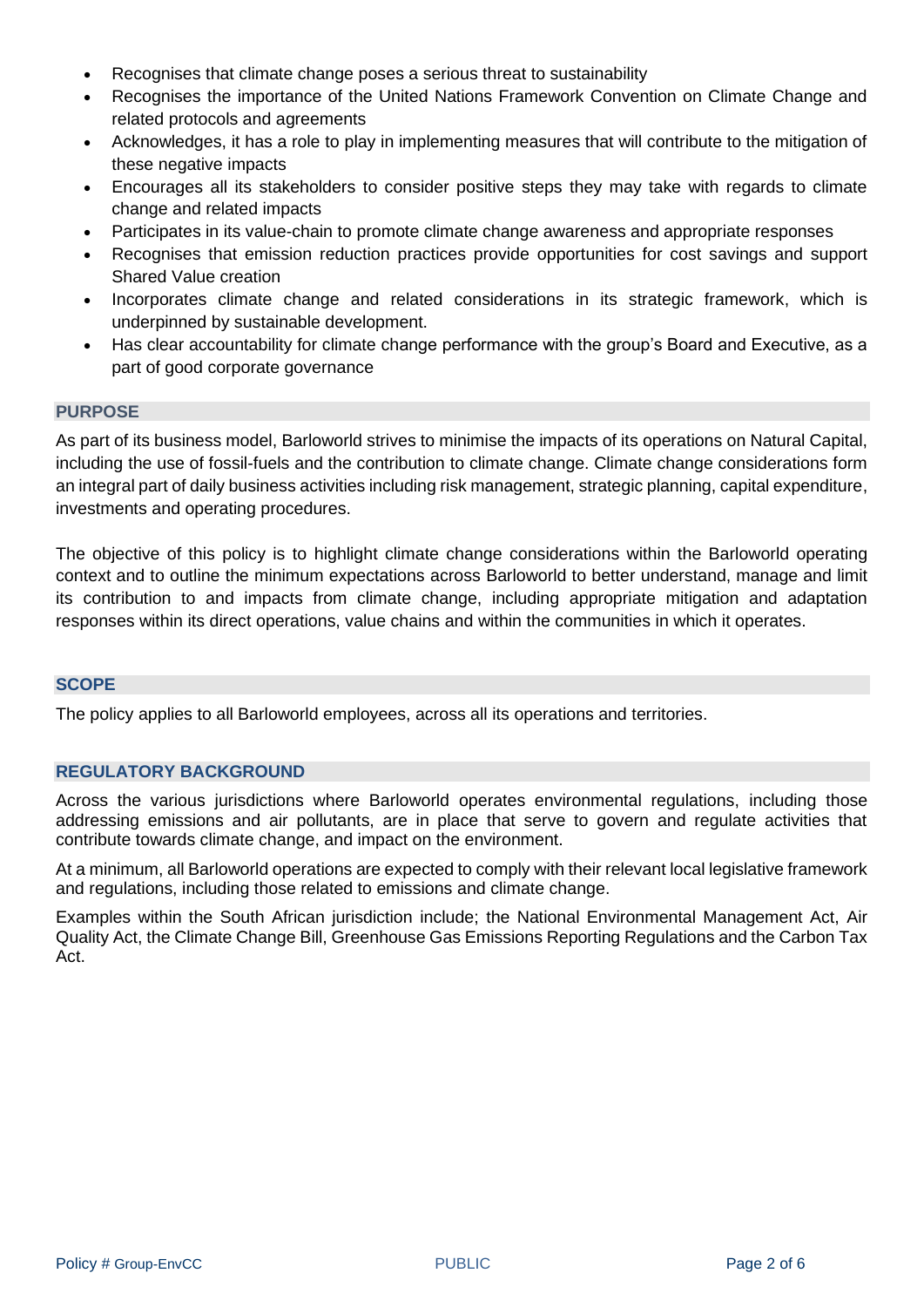- Recognises that climate change poses a serious threat to sustainability
- Recognises the importance of the United Nations Framework Convention on Climate Change and related protocols and agreements
- Acknowledges, it has a role to play in implementing measures that will contribute to the mitigation of these negative impacts
- Encourages all its stakeholders to consider positive steps they may take with regards to climate change and related impacts
- Participates in its value-chain to promote climate change awareness and appropriate responses
- Recognises that emission reduction practices provide opportunities for cost savings and support Shared Value creation
- Incorporates climate change and related considerations in its strategic framework, which is underpinned by sustainable development.
- Has clear accountability for climate change performance with the group's Board and Executive, as a part of good corporate governance

## PURPOSE

As part of its business model, Barloworld strives to minimise the impacts of its operations on Natural Capital, including the use of fossil-fuels and the contribution to climate change. Climate change considerations form an integral part of daily business activities including risk management, strategic planning, capital expenditure, investments and operating procedures.

The objective of this policy is to highlight climate change considerations within the Barloworld operating context and to outline the minimum expectations across Barloworld to better understand, manage and limit its contribution to and impacts from climate change, including appropriate mitigation and adaptation responses within its direct operations, value chains and within the communities in which it operates.

## SCOPE

The policy applies to all Barloworld employees, across all its operations and territories.

## REGULATORY BACKGROUND

Across the various jurisdictions where Barloworld operates environmental regulations, including those addressing emissions and air pollutants, are in place that serve to govern and regulate activities that contribute towards climate change, and impact on the environment.

At a minimum, all Barloworld operations are expected to comply with their relevant local legislative framework and regulations, including those related to emissions and climate change.

Examples within the South African jurisdiction include; the National Environmental Management Act, Air Quality Act, the Climate Change Bill, Greenhouse Gas Emissions Reporting Regulations and the Carbon Tax Act.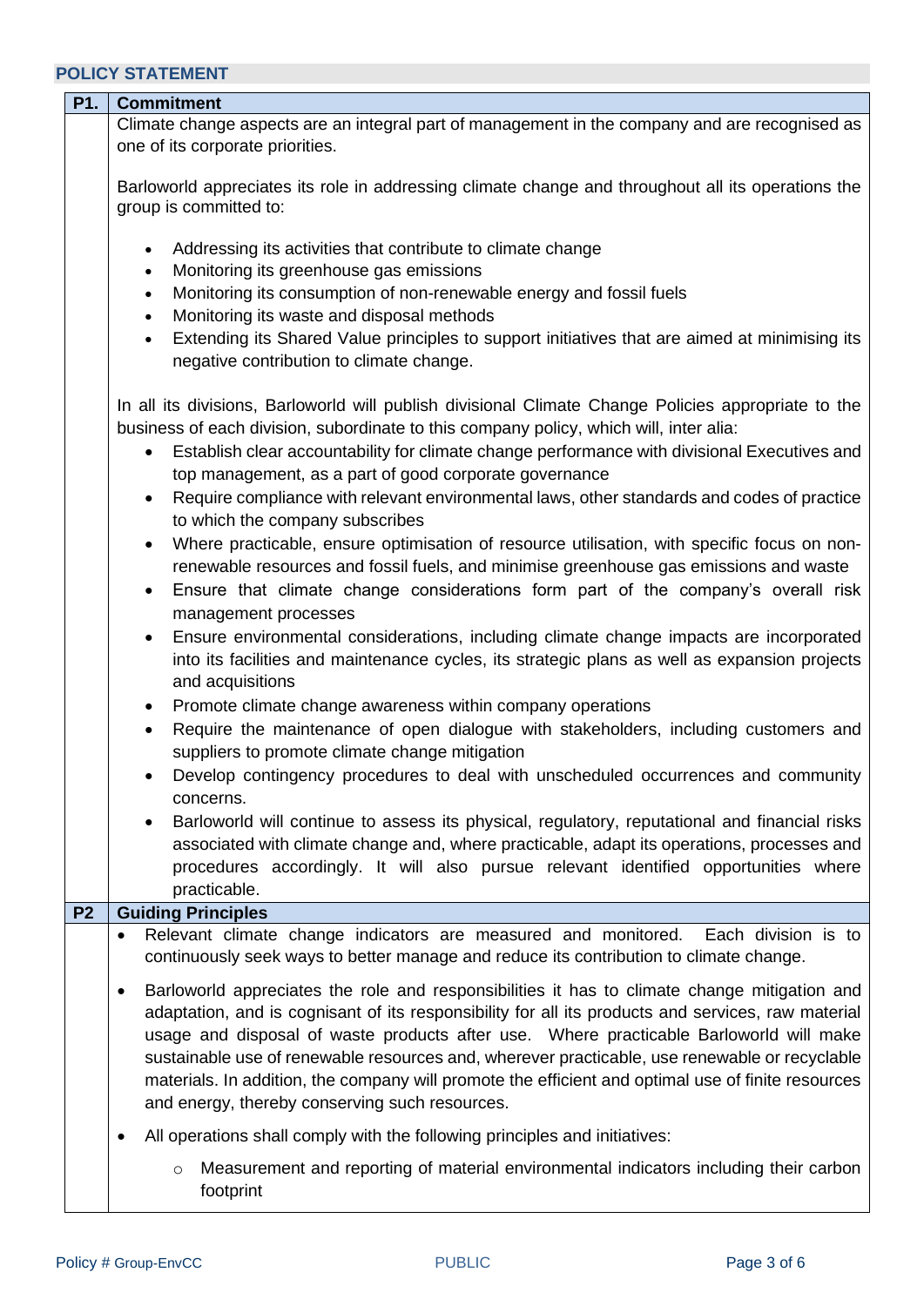## POLICY STATEMENT

### P1. Commitment

Climate change aspects are an integral part of management in the company and are recognised as one of its corporate priorities.

Barloworld appreciates its role in addressing climate change and throughout all its operations the group is committed to:

- Addressing its activities that contribute to climate change
- Monitoring its greenhouse gas emissions
- Monitoring its consumption of non-renewable energy and fossil fuels
- Monitoring its waste and disposal methods
- Extending its Shared Value principles to support initiatives that are aimed at minimising its negative contribution to climate change.

In all its divisions, Barloworld will publish divisional Climate Change Policies appropriate to the business of each division, subordinate to this company policy, which will, inter alia:

- Establish clear accountability for climate change performance with divisional Executives and top management, as a part of good corporate governance
- Require compliance with relevant environmental laws, other standards and codes of practice to which the company subscribes
- Where practicable, ensure optimisation of resource utilisation, with specific focus on non-renewable resources and fossil fuels, and minimise greenhouse gas emissions and waste
- Ensure that climate change considerations form part of the company's overall risk management processes
- Ensure environmental considerations, including climate change impacts are incorporated into its facilities and maintenance cycles, its strategic plans as well as expansion projects and acquisitions
- Promote climate change awareness within company operations
- Require the maintenance of open dialogue with stakeholders, including customers and suppliers to promote climate change mitigation
- Develop contingency procedures to deal with unscheduled occurrences and community concerns.
- Barloworld will continue to assess its physical, regulatory, reputational and financial risks associated with climate change and, where practicable, adapt its operations, processes and procedures accordingly. It will also pursue relevant identified opportunities where practicable.

### P2 Guiding Principles

- Relevant climate change indicators are measured and monitored. Each division is to continuously seek ways to better manage and reduce its contribution to climate change.
- Barloworld appreciates the role and responsibilities it has to climate change mitigation and adaptation, and is cognisant of its responsibility for all its products and services, raw material usage and disposal of waste products after use. Where practicable Barloworld will make sustainable use of renewable resources and, wherever practicable, use renewable or recyclable materials. In addition, the company will promote the efficient and optimal use of finite resources and energy, thereby conserving such resources.
- All operations shall comply with the following principles and initiatives:
  - Measurement and reporting of material environmental indicators including their carbon footprint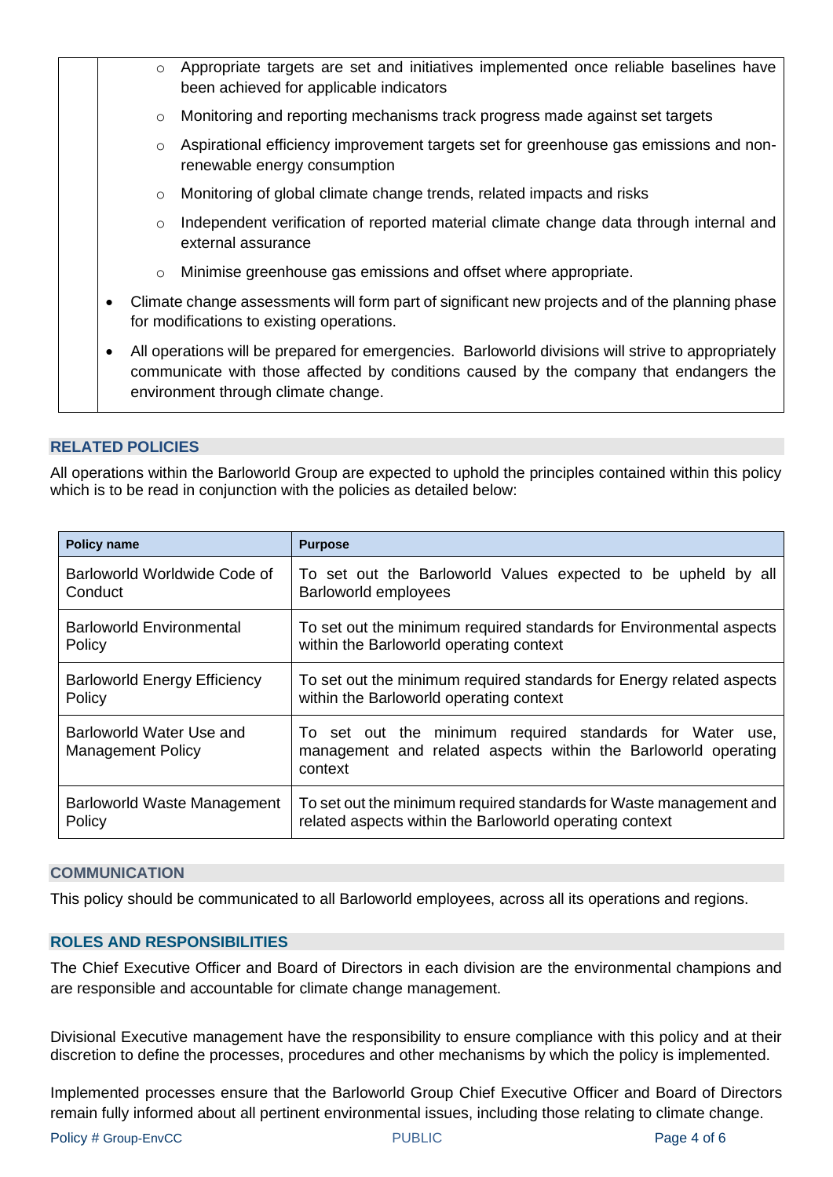- Appropriate targets are set and initiatives implemented once reliable baselines have been achieved for applicable indicators
  - Monitoring and reporting mechanisms track progress made against set targets
  - Aspirational efficiency improvement targets set for greenhouse gas emissions and non-renewable energy consumption
  - Monitoring of global climate change trends, related impacts and risks
  - Independent verification of reported material climate change data through internal and external assurance
  - Minimise greenhouse gas emissions and offset where appropriate.
- Climate change assessments will form part of significant new projects and of the planning phase for modifications to existing operations.
- All operations will be prepared for emergencies. Barloworld divisions will strive to appropriately communicate with those affected by conditions caused by the company that endangers the environment through climate change.

## RELATED POLICIES

All operations within the Barloworld Group are expected to uphold the principles contained within this policy which is to be read in conjunction with the policies as detailed below:

| Policy name | Purpose |
|---|---|
| Barloworld Worldwide Code of Conduct | To set out the Barloworld Values expected to be upheld by all Barloworld employees |
| Barloworld Environmental Policy | To set out the minimum required standards for Environmental aspects within the Barloworld operating context |
| Barloworld Energy Efficiency Policy | To set out the minimum required standards for Energy related aspects within the Barloworld operating context |
| Barloworld Water Use and Management Policy | To set out the minimum required standards for Water use, management and related aspects within the Barloworld operating context |
| Barloworld Waste Management Policy | To set out the minimum required standards for Waste management and related aspects within the Barloworld operating context |

## COMMUNICATION

This policy should be communicated to all Barloworld employees, across all its operations and regions.

## ROLES AND RESPONSIBILITIES

The Chief Executive Officer and Board of Directors in each division are the environmental champions and are responsible and accountable for climate change management.

Divisional Executive management have the responsibility to ensure compliance with this policy and at their discretion to define the processes, procedures and other mechanisms by which the policy is implemented.

Implemented processes ensure that the Barloworld Group Chief Executive Officer and Board of Directors remain fully informed about all pertinent environmental issues, including those relating to climate change.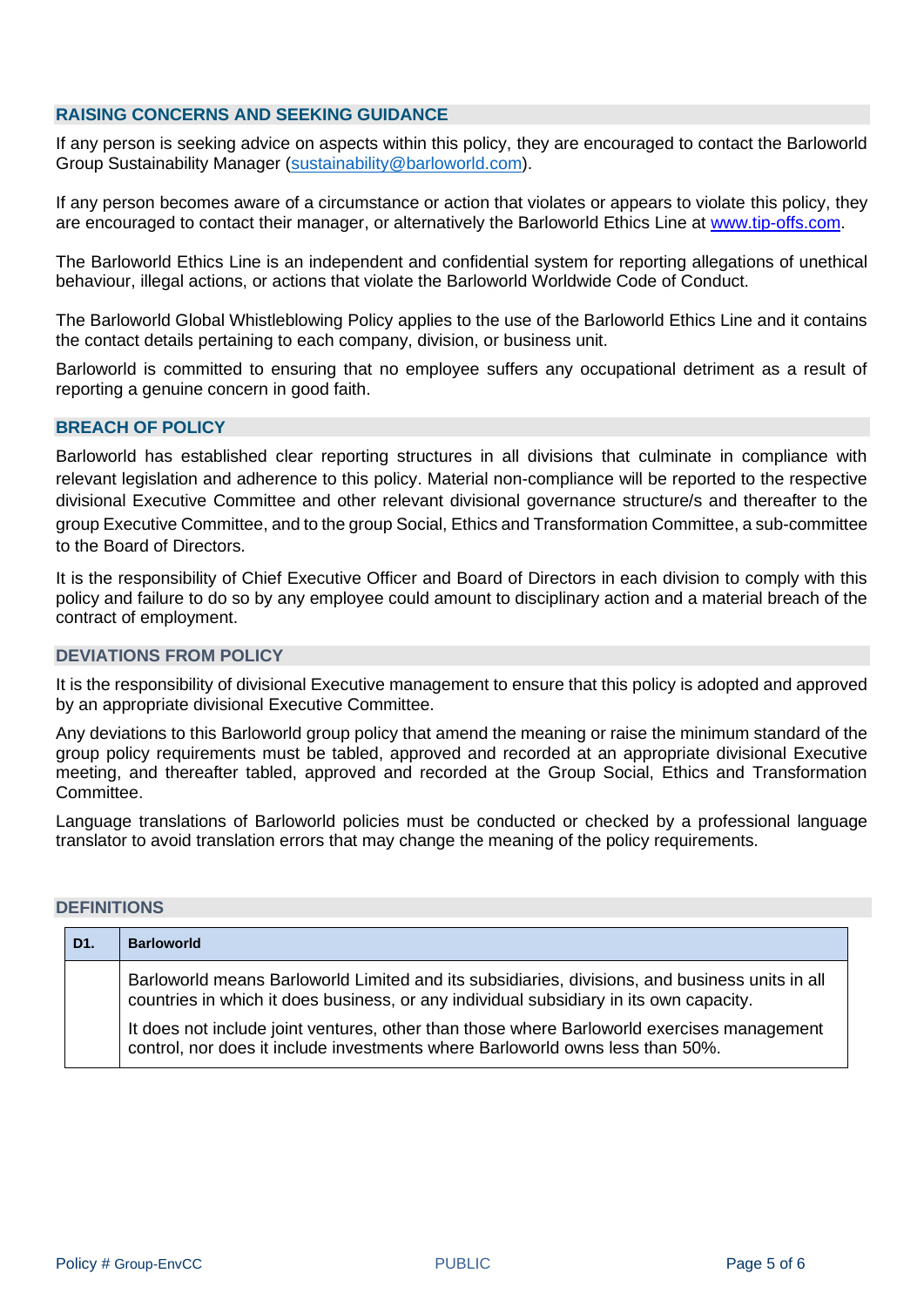## RAISING CONCERNS AND SEEKING GUIDANCE

If any person is seeking advice on aspects within this policy, they are encouraged to contact the Barloworld Group Sustainability Manager (sustainability@barloworld.com).

If any person becomes aware of a circumstance or action that violates or appears to violate this policy, they are encouraged to contact their manager, or alternatively the Barloworld Ethics Line at www.tip-offs.com.

The Barloworld Ethics Line is an independent and confidential system for reporting allegations of unethical behaviour, illegal actions, or actions that violate the Barloworld Worldwide Code of Conduct.

The Barloworld Global Whistleblowing Policy applies to the use of the Barloworld Ethics Line and it contains the contact details pertaining to each company, division, or business unit.

Barloworld is committed to ensuring that no employee suffers any occupational detriment as a result of reporting a genuine concern in good faith.

## BREACH OF POLICY

Barloworld has established clear reporting structures in all divisions that culminate in compliance with relevant legislation and adherence to this policy. Material non-compliance will be reported to the respective divisional Executive Committee and other relevant divisional governance structure/s and thereafter to the group Executive Committee, and to the group Social, Ethics and Transformation Committee, a sub-committee to the Board of Directors.

It is the responsibility of Chief Executive Officer and Board of Directors in each division to comply with this policy and failure to do so by any employee could amount to disciplinary action and a material breach of the contract of employment.

## DEVIATIONS FROM POLICY

It is the responsibility of divisional Executive management to ensure that this policy is adopted and approved by an appropriate divisional Executive Committee.

Any deviations to this Barloworld group policy that amend the meaning or raise the minimum standard of the group policy requirements must be tabled, approved and recorded at an appropriate divisional Executive meeting, and thereafter tabled, approved and recorded at the Group Social, Ethics and Transformation Committee.

Language translations of Barloworld policies must be conducted or checked by a professional language translator to avoid translation errors that may change the meaning of the policy requirements.

## DEFINITIONS

| D1. | Barloworld |
|---|---|
| | Barloworld means Barloworld Limited and its subsidiaries, divisions, and business units in all countries in which it does business, or any individual subsidiary in its own capacity.<br><br>It does not include joint ventures, other than those where Barloworld exercises management control, nor does it include investments where Barloworld owns less than 50%. |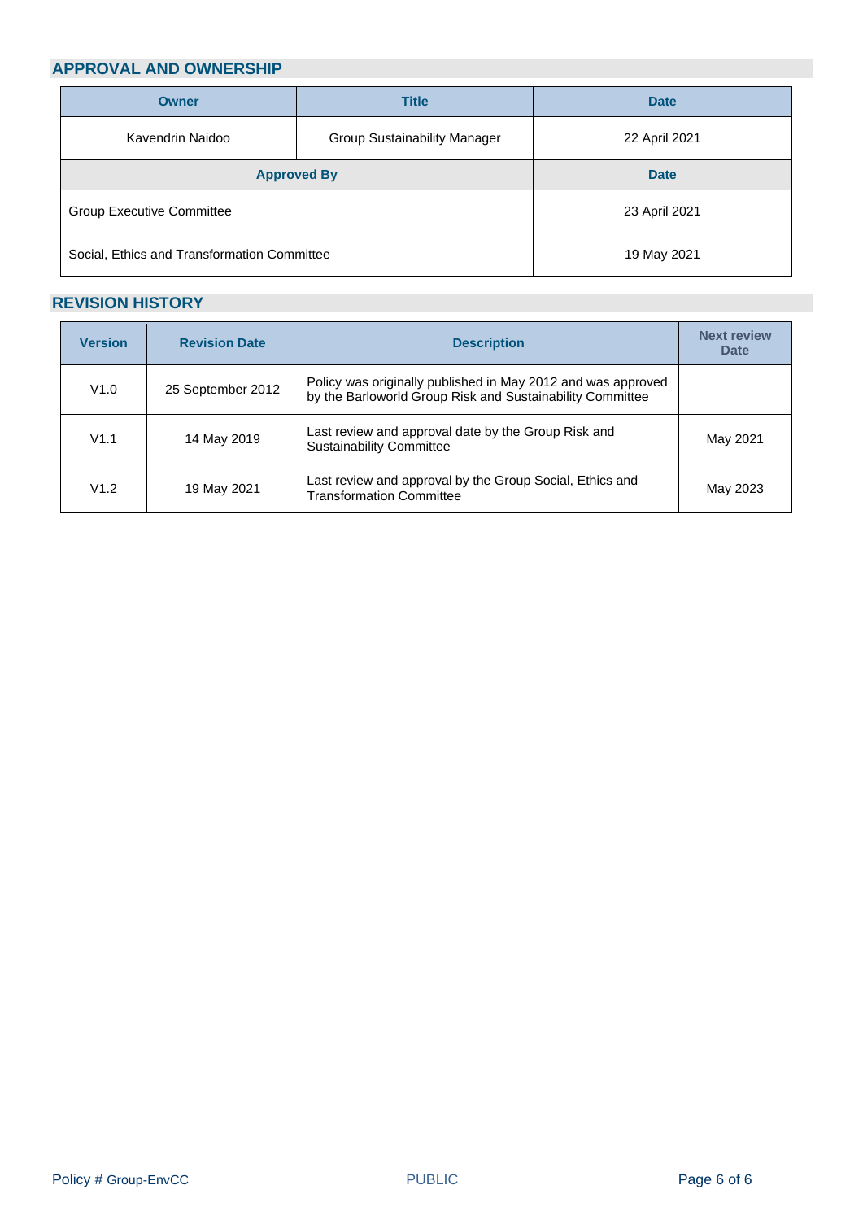## APPROVAL AND OWNERSHIP

| Owner | Title | Date |
|---|---|---|
| Kavendrin Naidoo | Group Sustainability Manager | 22 April 2021 |
| **Approved By** | | **Date** |
| Group Executive Committee | | 23 April 2021 |
| Social, Ethics and Transformation Committee | | 19 May 2021 |

## REVISION HISTORY

| Version | Revision Date | Description | Next review Date |
|---|---|---|---|
| V1.0 | 25 September 2012 | Policy was originally published in May 2012 and was approved by the Barloworld Group Risk and Sustainability Committee | |
| V1.1 | 14 May 2019 | Last review and approval date by the Group Risk and Sustainability Committee | May 2021 |
| V1.2 | 19 May 2021 | Last review and approval by the Group Social, Ethics and Transformation Committee | May 2023 |